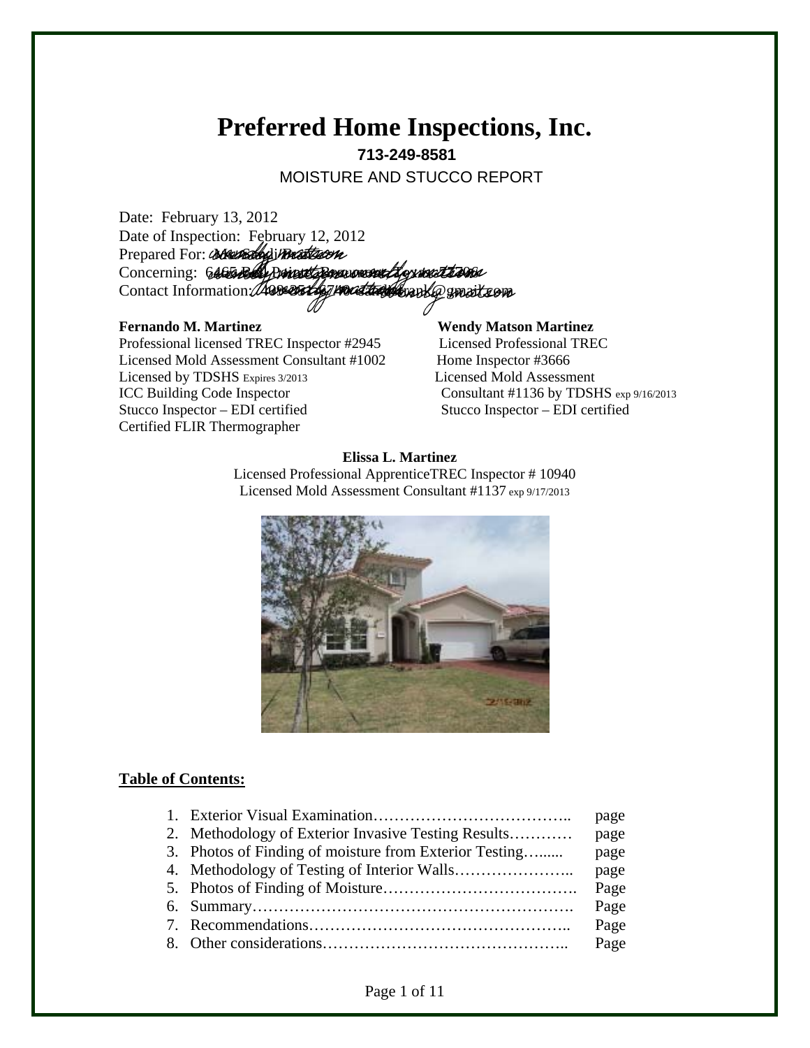# Preferred Home Inspections, Inc.

**713-249-8581**

MOISTURE AND STUCCO REPORT

Date: February 13, 2012
Date of Inspection: February 12, 2012
Prepared For: wendy matson
Concerning: wendy matson beaumont texas 77706
Contact Information: wendy matson wendy.matson@gmail.com

**Fernando M. Martinez**
Professional licensed TREC Inspector #2945
Licensed Mold Assessment Consultant #1002
Licensed by TDSHS Expires 3/2013
ICC Building Code Inspector
Stucco Inspector – EDI certified
Certified FLIR Thermographer

**Wendy Matson Martinez**
Licensed Professional TREC Home Inspector #3666
Licensed Mold Assessment Consultant #1136 by TDSHS exp 9/16/2013
Stucco Inspector – EDI certified

**Elissa L. Martinez**
Licensed Professional ApprenticeTREC Inspector # 10940
Licensed Mold Assessment Consultant #1137 exp 9/17/2013

## Table of Contents:

1. Exterior Visual Examination……………………………….. page
2. Methodology of Exterior Invasive Testing Results………… page
3. Photos of Finding of moisture from Exterior Testing…...... page
4. Methodology of Testing of Interior Walls………………….. page
5. Photos of Finding of Moisture………………………………. Page
6. Summary……………………………………………………. Page
7. Recommendations………………………………………….. Page
8. Other considerations……………………………………….. Page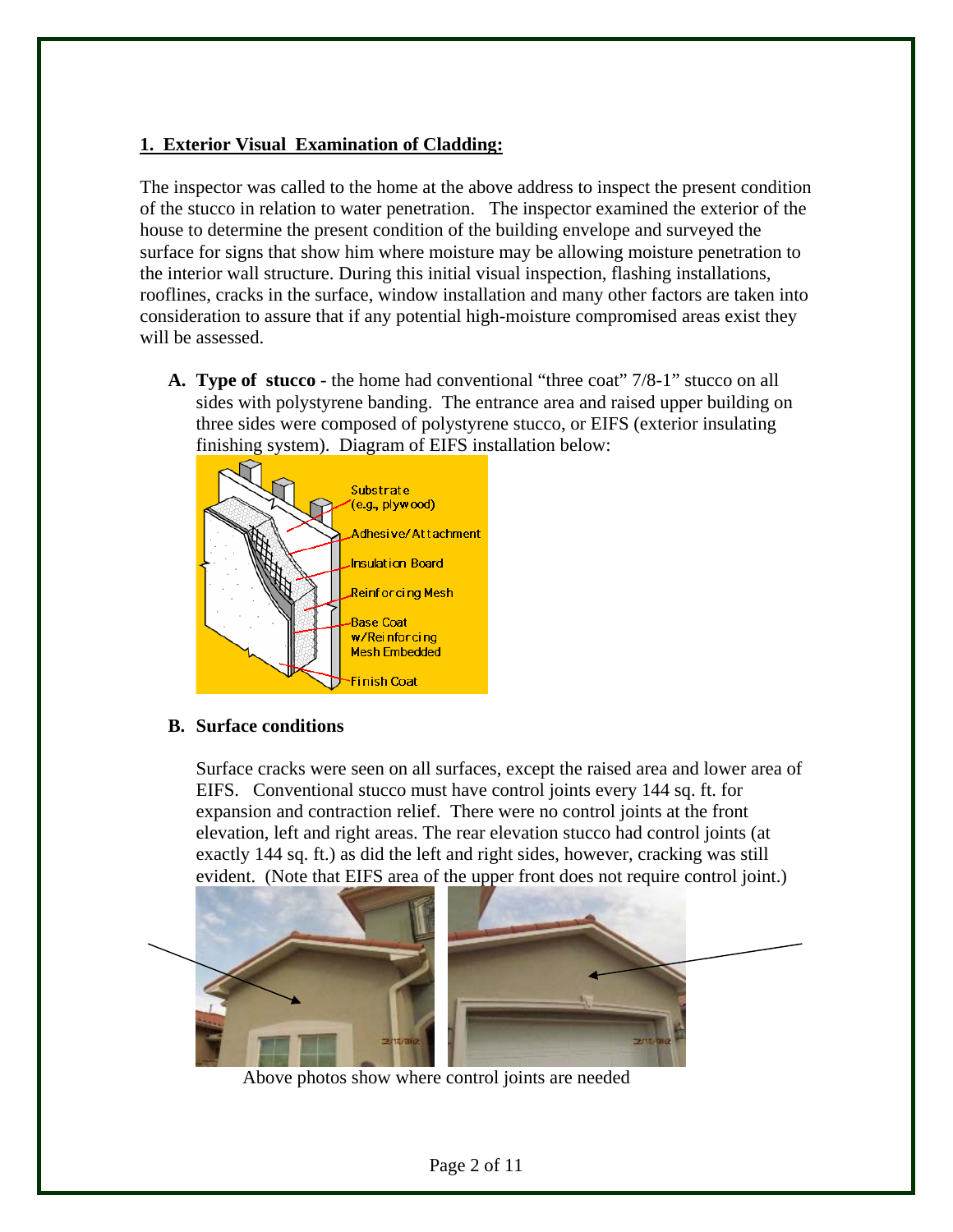## 1. Exterior Visual Examination of Cladding:

The inspector was called to the home at the above address to inspect the present condition of the stucco in relation to water penetration. The inspector examined the exterior of the house to determine the present condition of the building envelope and surveyed the surface for signs that show him where moisture may be allowing moisture penetration to the interior wall structure. During this initial visual inspection, flashing installations, rooflines, cracks in the surface, window installation and many other factors are taken into consideration to assure that if any potential high-moisture compromised areas exist they will be assessed.

**A. Type of stucco** - the home had conventional "three coat" 7/8-1" stucco on all sides with polystyrene banding. The entrance area and raised upper building on three sides were composed of polystyrene stucco, or EIFS (exterior insulating finishing system). Diagram of EIFS installation below:

**B. Surface conditions**

Surface cracks were seen on all surfaces, except the raised area and lower area of EIFS. Conventional stucco must have control joints every 144 sq. ft. for expansion and contraction relief. There were no control joints at the front elevation, left and right areas. The rear elevation stucco had control joints (at exactly 144 sq. ft.) as did the left and right sides, however, cracking was still evident. (Note that EIFS area of the upper front does not require control joint.)

Above photos show where control joints are needed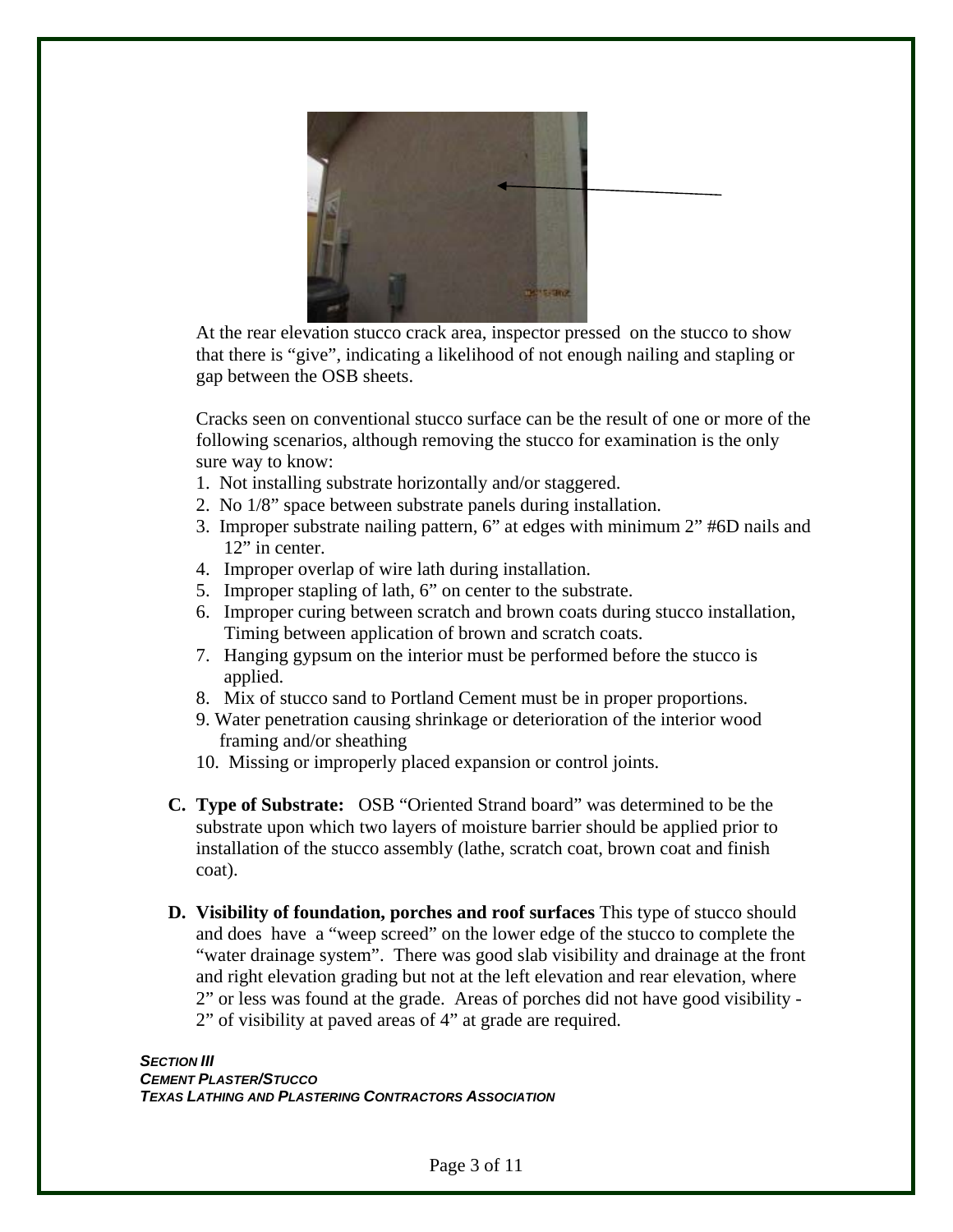At the rear elevation stucco crack area, inspector pressed on the stucco to show that there is "give", indicating a likelihood of not enough nailing and stapling or gap between the OSB sheets.

Cracks seen on conventional stucco surface can be the result of one or more of the following scenarios, although removing the stucco for examination is the only sure way to know:

1. Not installing substrate horizontally and/or staggered.
2. No 1/8" space between substrate panels during installation.
3. Improper substrate nailing pattern, 6" at edges with minimum 2" #6D nails and 12" in center.
4. Improper overlap of wire lath during installation.
5. Improper stapling of lath, 6" on center to the substrate.
6. Improper curing between scratch and brown coats during stucco installation, Timing between application of brown and scratch coats.
7. Hanging gypsum on the interior must be performed before the stucco is applied.
8. Mix of stucco sand to Portland Cement must be in proper proportions.
9. Water penetration causing shrinkage or deterioration of the interior wood framing and/or sheathing
10. Missing or improperly placed expansion or control joints.

**C. Type of Substrate:** OSB "Oriented Strand board" was determined to be the substrate upon which two layers of moisture barrier should be applied prior to installation of the stucco assembly (lathe, scratch coat, brown coat and finish coat).

**D. Visibility of foundation, porches and roof surfaces** This type of stucco should and does have a "weep screed" on the lower edge of the stucco to complete the "water drainage system". There was good slab visibility and drainage at the front and right elevation grading but not at the left elevation and rear elevation, where 2" or less was found at the grade. Areas of porches did not have good visibility - 2" of visibility at paved areas of 4" at grade are required.

***SECTION III***
***CEMENT PLASTER/STUCCO***
***TEXAS LATHING AND PLASTERING CONTRACTORS ASSOCIATION***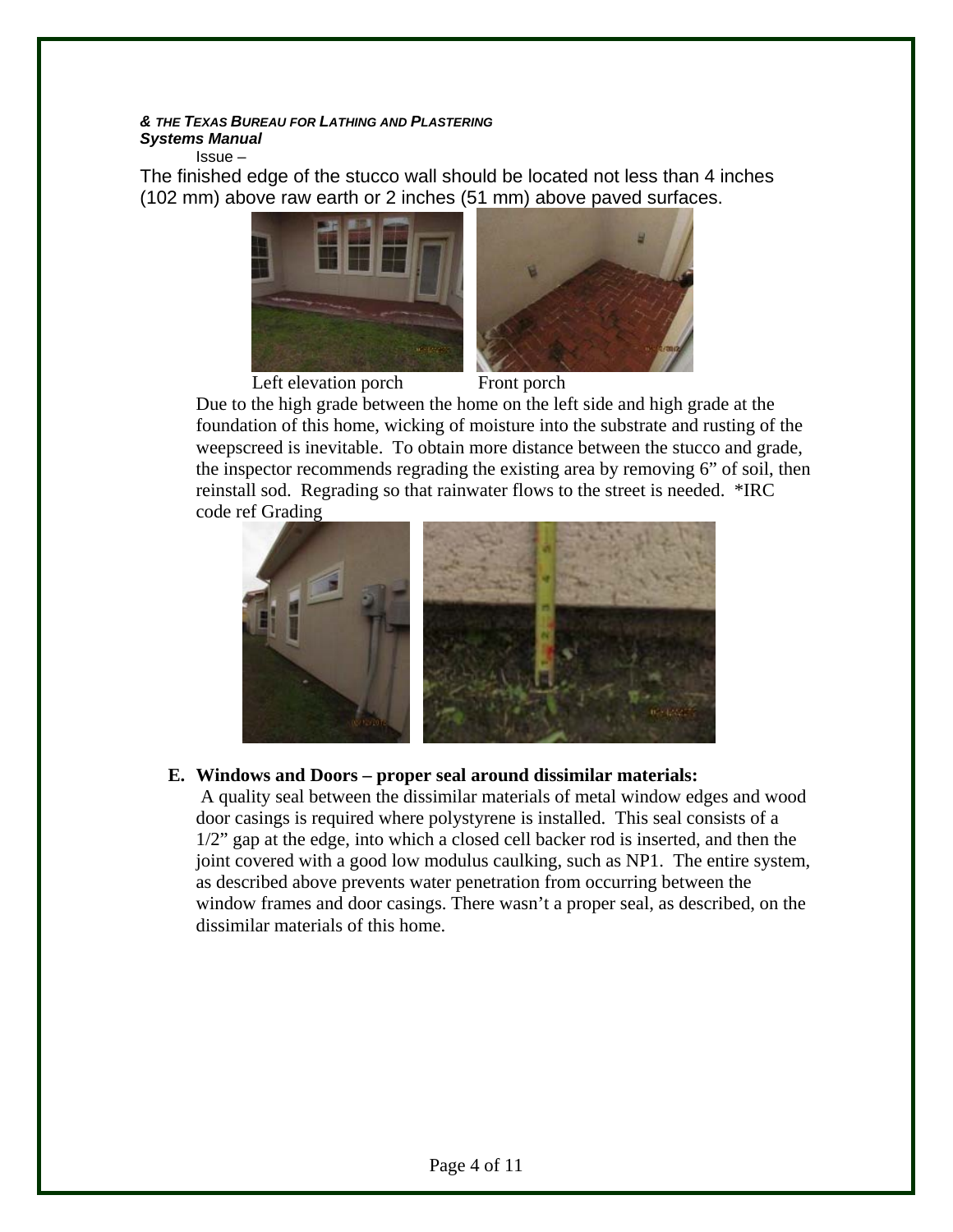***& THE TEXAS BUREAU FOR LATHING AND PLASTERING***
***Systems Manual***

Issue –

The finished edge of the stucco wall should be located not less than 4 inches (102 mm) above raw earth or 2 inches (51 mm) above paved surfaces.

Left elevation porch          Front porch

Due to the high grade between the home on the left side and high grade at the foundation of this home, wicking of moisture into the substrate and rusting of the weepscreed is inevitable. To obtain more distance between the stucco and grade, the inspector recommends regrading the existing area by removing 6" of soil, then reinstall sod. Regrading so that rainwater flows to the street is needed. *IRC code ref Grading

**E. Windows and Doors – proper seal around dissimilar materials:**

A quality seal between the dissimilar materials of metal window edges and wood door casings is required where polystyrene is installed. This seal consists of a 1/2" gap at the edge, into which a closed cell backer rod is inserted, and then the joint covered with a good low modulus caulking, such as NP1. The entire system, as described above prevents water penetration from occurring between the window frames and door casings. There wasn't a proper seal, as described, on the dissimilar materials of this home.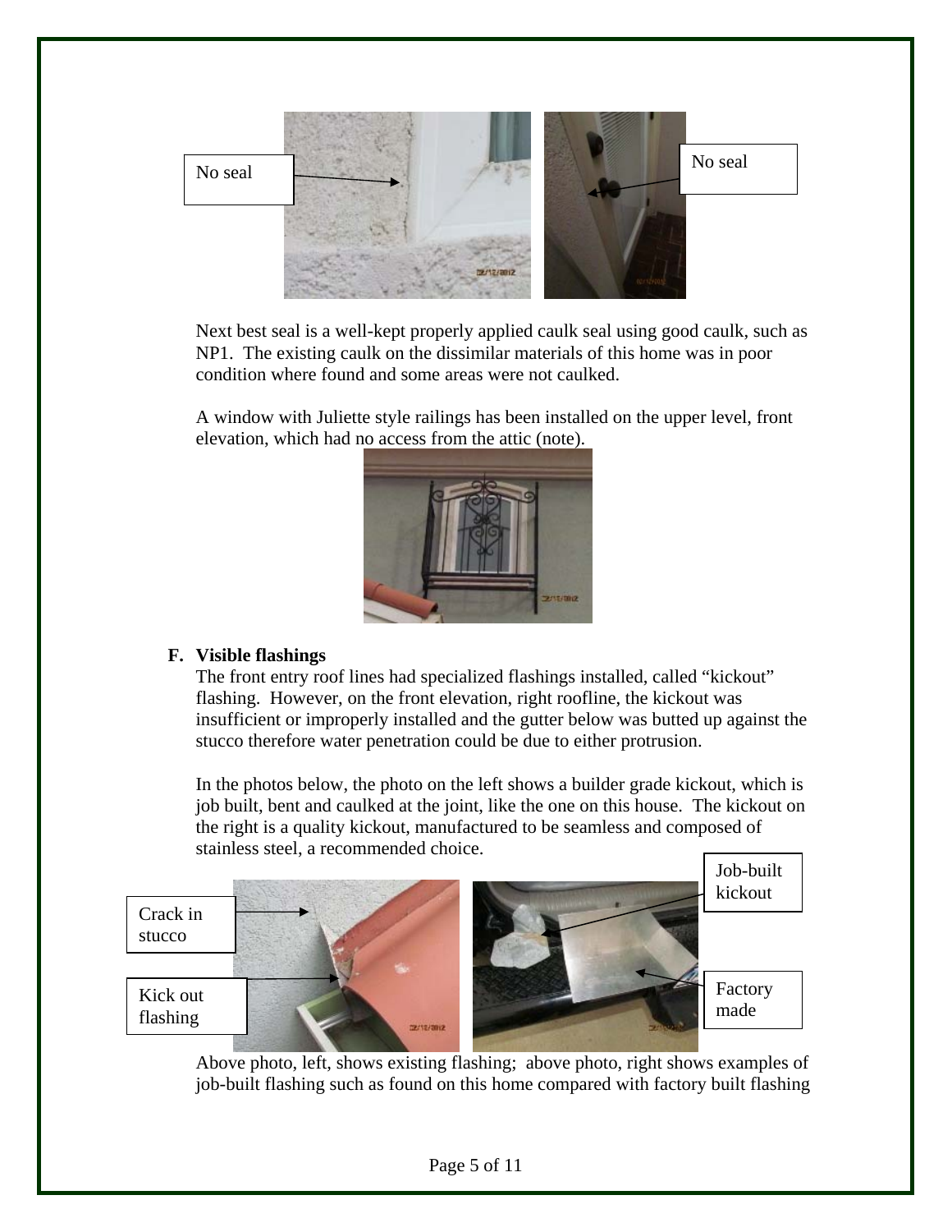No seal

No seal

Next best seal is a well-kept properly applied caulk seal using good caulk, such as NP1. The existing caulk on the dissimilar materials of this home was in poor condition where found and some areas were not caulked.

A window with Juliette style railings has been installed on the upper level, front elevation, which had no access from the attic (note).

**F. Visible flashings**

The front entry roof lines had specialized flashings installed, called "kickout" flashing. However, on the front elevation, right roofline, the kickout was insufficient or improperly installed and the gutter below was butted up against the stucco therefore water penetration could be due to either protrusion.

In the photos below, the photo on the left shows a builder grade kickout, which is job built, bent and caulked at the joint, like the one on this house. The kickout on the right is a quality kickout, manufactured to be seamless and composed of stainless steel, a recommended choice.

Crack in stucco

Kick out flashing

Job-built kickout

Factory made

Above photo, left, shows existing flashing; above photo, right shows examples of job-built flashing such as found on this home compared with factory built flashing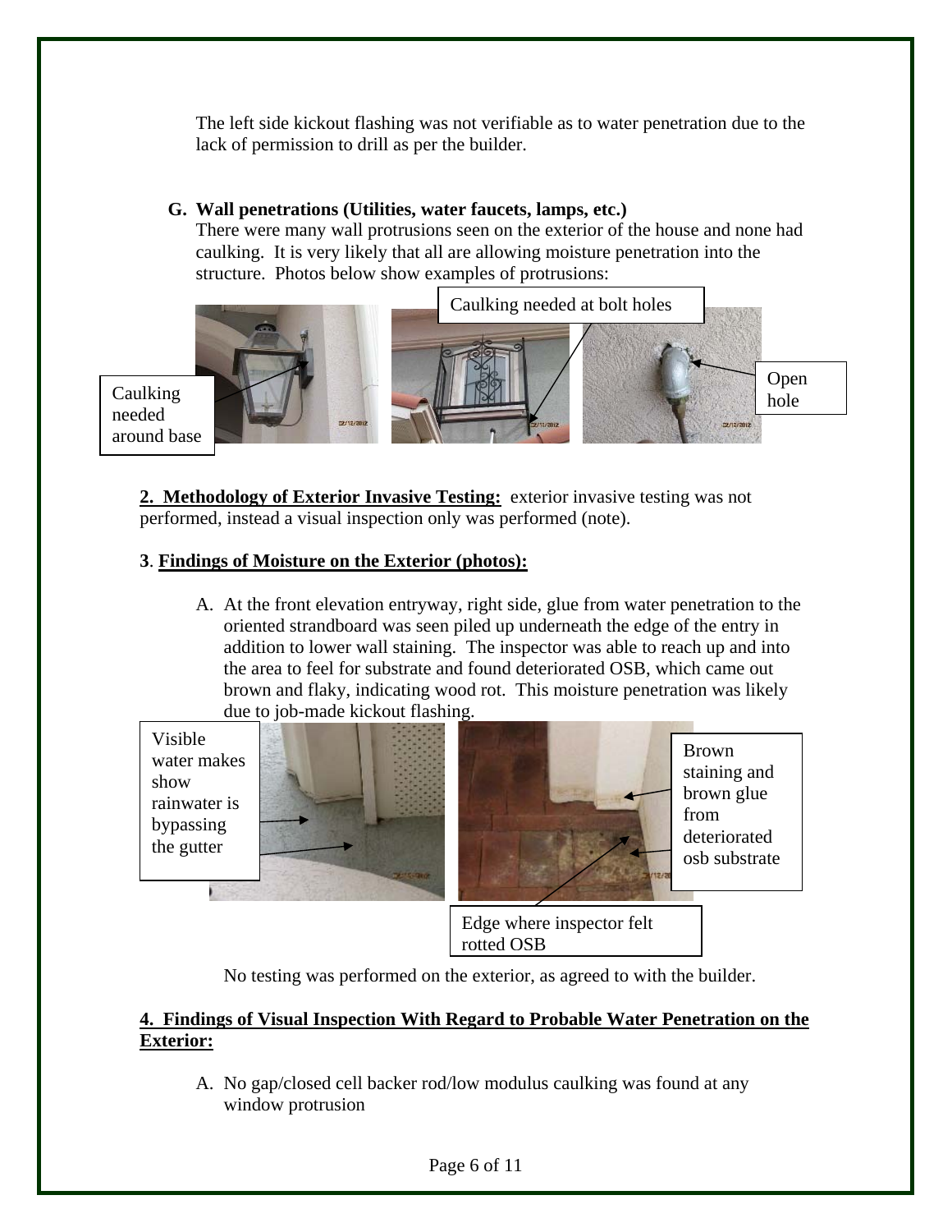The left side kickout flashing was not verifiable as to water penetration due to the lack of permission to drill as per the builder.

**G. Wall penetrations (Utilities, water faucets, lamps, etc.)**

There were many wall protrusions seen on the exterior of the house and none had caulking. It is very likely that all are allowing moisture penetration into the structure. Photos below show examples of protrusions:

Caulking needed around base

Caulking needed at bolt holes

Open hole

**2. Methodology of Exterior Invasive Testing:** exterior invasive testing was not performed, instead a visual inspection only was performed (note).

**3. Findings of Moisture on the Exterior (photos):**

A. At the front elevation entryway, right side, glue from water penetration to the oriented strandboard was seen piled up underneath the edge of the entry in addition to lower wall staining. The inspector was able to reach up and into the area to feel for substrate and found deteriorated OSB, which came out brown and flaky, indicating wood rot. This moisture penetration was likely due to job-made kickout flashing.

Visible water makes show rainwater is bypassing the gutter

Brown staining and brown glue from deteriorated osb substrate

Edge where inspector felt rotted OSB

No testing was performed on the exterior, as agreed to with the builder.

**4. Findings of Visual Inspection With Regard to Probable Water Penetration on the Exterior:**

A. No gap/closed cell backer rod/low modulus caulking was found at any window protrusion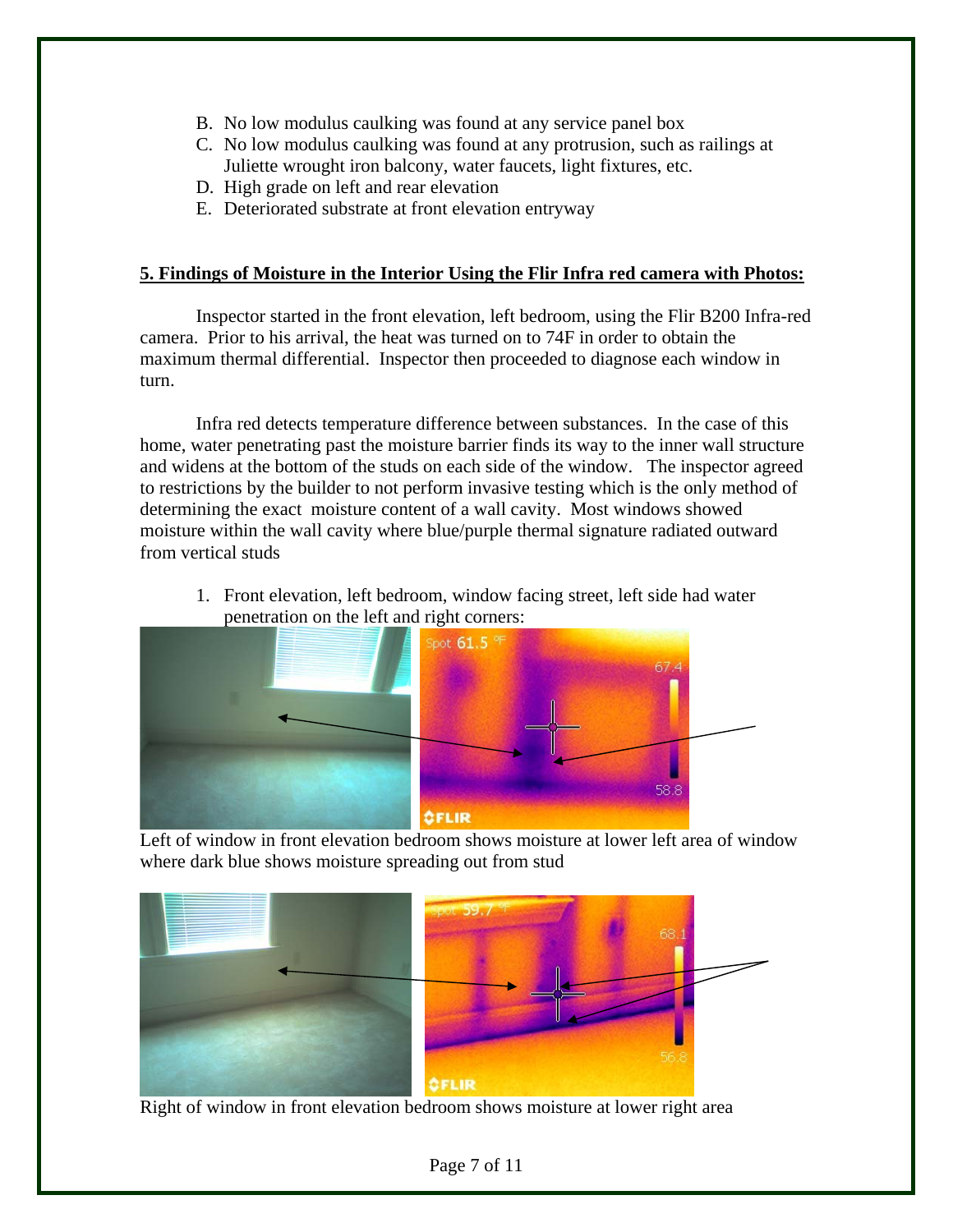B. No low modulus caulking was found at any service panel box
C. No low modulus caulking was found at any protrusion, such as railings at Juliette wrought iron balcony, water faucets, light fixtures, etc.
D. High grade on left and rear elevation
E. Deteriorated substrate at front elevation entryway

**5. Findings of Moisture in the Interior Using the Flir Infra red camera with Photos:**

Inspector started in the front elevation, left bedroom, using the Flir B200 Infra-red camera. Prior to his arrival, the heat was turned on to 74F in order to obtain the maximum thermal differential. Inspector then proceeded to diagnose each window in turn.

Infra red detects temperature difference between substances. In the case of this home, water penetrating past the moisture barrier finds its way to the inner wall structure and widens at the bottom of the studs on each side of the window. The inspector agreed to restrictions by the builder to not perform invasive testing which is the only method of determining the exact moisture content of a wall cavity. Most windows showed moisture within the wall cavity where blue/purple thermal signature radiated outward from vertical studs

1. Front elevation, left bedroom, window facing street, left side had water penetration on the left and right corners:

Left of window in front elevation bedroom shows moisture at lower left area of window where dark blue shows moisture spreading out from stud

Right of window in front elevation bedroom shows moisture at lower right area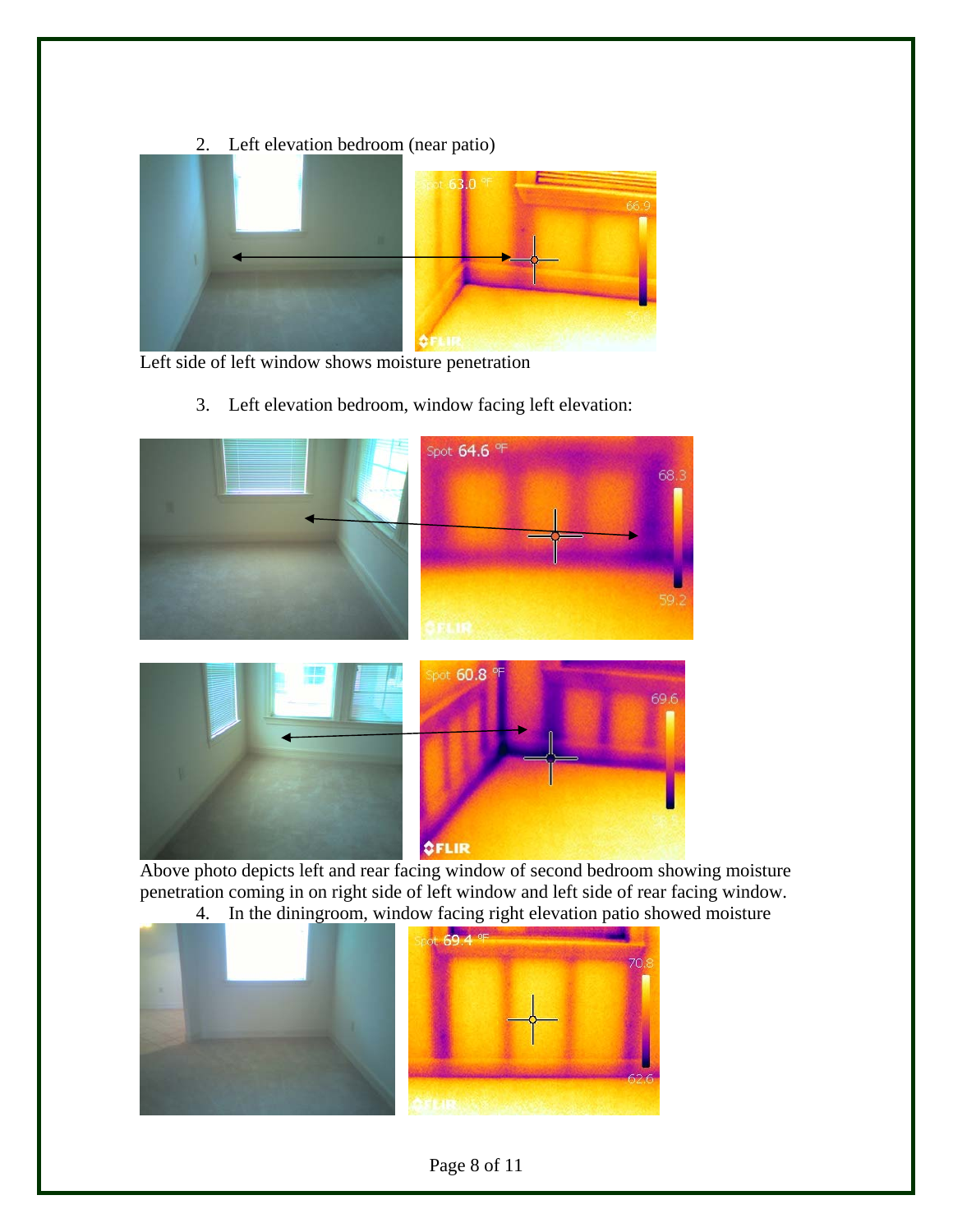2. Left elevation bedroom (near patio)

Left side of left window shows moisture penetration

3. Left elevation bedroom, window facing left elevation:

Above photo depicts left and rear facing window of second bedroom showing moisture penetration coming in on right side of left window and left side of rear facing window.

4. In the diningroom, window facing right elevation patio showed moisture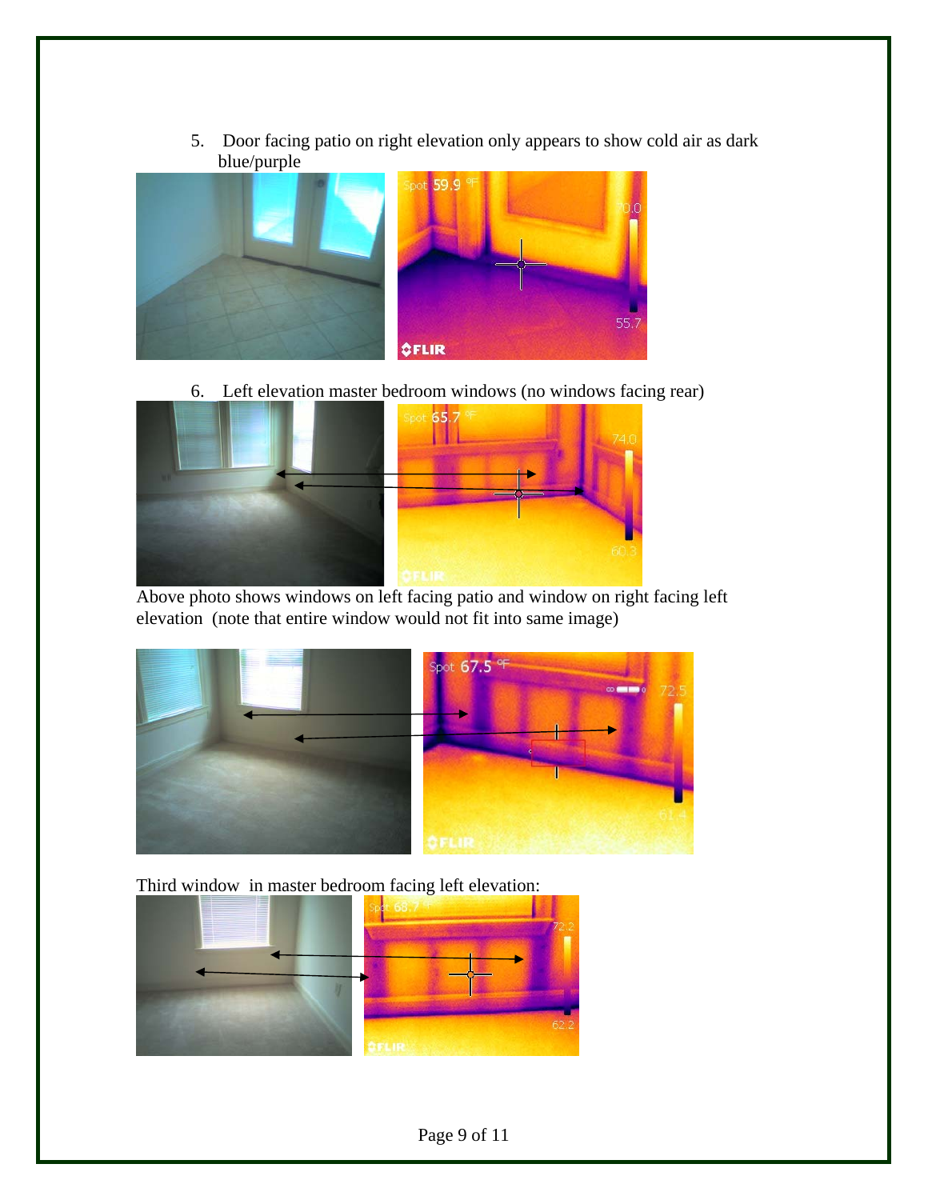5. Door facing patio on right elevation only appears to show cold air as dark blue/purple

6. Left elevation master bedroom windows (no windows facing rear)

Above photo shows windows on left facing patio and window on right facing left elevation (note that entire window would not fit into same image)

Third window in master bedroom facing left elevation: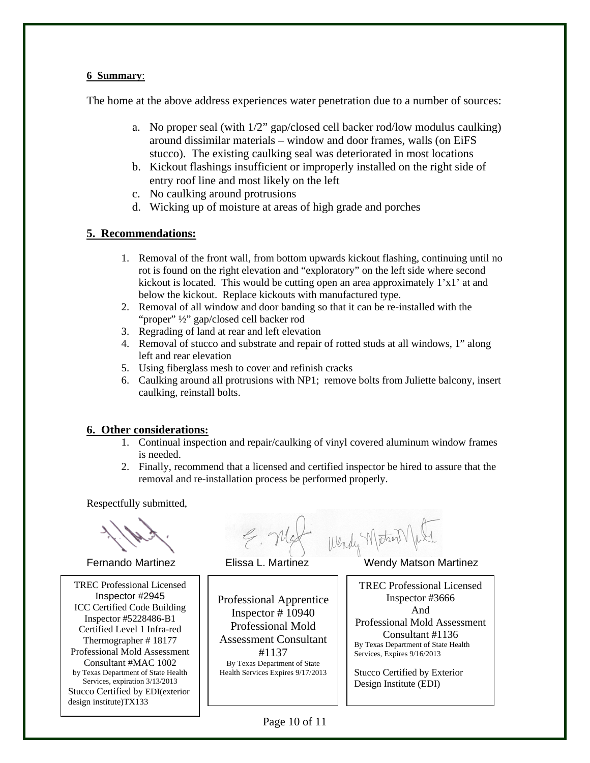**6 Summary**:

The home at the above address experiences water penetration due to a number of sources:

a. No proper seal (with 1/2" gap/closed cell backer rod/low modulus caulking) around dissimilar materials – window and door frames, walls (on EiFS stucco). The existing caulking seal was deteriorated in most locations
b. Kickout flashings insufficient or improperly installed on the right side of entry roof line and most likely on the left
c. No caulking around protrusions
d. Wicking up of moisture at areas of high grade and porches

## 5. Recommendations:

1. Removal of the front wall, from bottom upwards kickout flashing, continuing until no rot is found on the right elevation and "exploratory" on the left side where second kickout is located. This would be cutting open an area approximately 1'x1' at and below the kickout. Replace kickouts with manufactured type.
2. Removal of all window and door banding so that it can be re-installed with the "proper" ½" gap/closed cell backer rod
3. Regrading of land at rear and left elevation
4. Removal of stucco and substrate and repair of rotted studs at all windows, 1" along left and rear elevation
5. Using fiberglass mesh to cover and refinish cracks
6. Caulking around all protrusions with NP1; remove bolts from Juliette balcony, insert caulking, reinstall bolts.

## 6. Other considerations:

1. Continual inspection and repair/caulking of vinyl covered aluminum window frames is needed.
2. Finally, recommend that a licensed and certified inspector be hired to assure that the removal and re-installation process be performed properly.

Respectfully submitted,

| Fernando Martinez | Elissa L. Martinez | Wendy Matson Martinez |
|---|---|---|
| TREC Professional Licensed Inspector #2945<br>ICC Certified Code Building Inspector #5228486-B1<br>Certified Level 1 Infra-red Thermographer # 18177<br>Professional Mold Assessment Consultant #MAC 1002<br>by Texas Department of State Health Services, expiration 3/13/2013<br>Stucco Certified by EDI(exterior design institute)TX133 | Professional Apprentice Inspector # 10940<br>Professional Mold Assessment Consultant #1137<br>By Texas Department of State Health Services Expires 9/17/2013 | TREC Professional Licensed Inspector #3666<br>And<br>Professional Mold Assessment Consultant #1136<br>By Texas Department of State Health Services, Expires 9/16/2013<br>Stucco Certified by Exterior Design Institute (EDI) |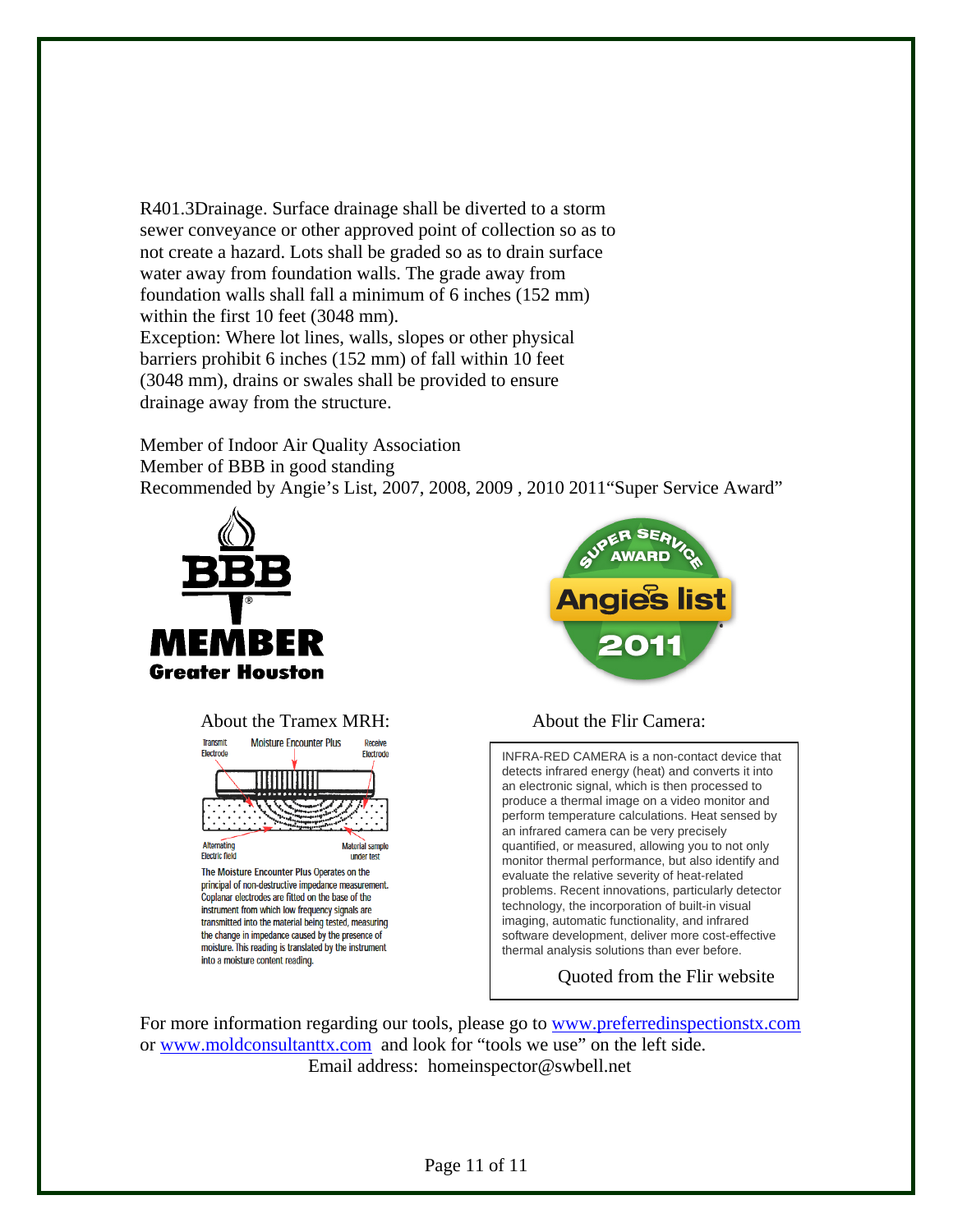R401.3Drainage. Surface drainage shall be diverted to a storm sewer conveyance or other approved point of collection so as to not create a hazard. Lots shall be graded so as to drain surface water away from foundation walls. The grade away from foundation walls shall fall a minimum of 6 inches (152 mm) within the first 10 feet (3048 mm).
Exception: Where lot lines, walls, slopes or other physical barriers prohibit 6 inches (152 mm) of fall within 10 feet (3048 mm), drains or swales shall be provided to ensure drainage away from the structure.

Member of Indoor Air Quality Association
Member of BBB in good standing
Recommended by Angie's List, 2007, 2008, 2009 , 2010 2011"Super Service Award"

BBB MEMBER Greater Houston

SUPER SERVICE AWARD Angie's list 2011

About the Tramex MRH:

Transmit Electrode
Moisture Encounter Plus
Receive Electrode
Alternating Electric field
Material sample under test

The Moisture Encounter Plus Operates on the principal of non-destructive impedance measurement. Coplanar electrodes are fitted on the base of the instrument from which low frequency signals are transmitted into the material being tested, measuring the change in impedance caused by the presence of moisture. This reading is translated by the instrument into a moisture content reading.

About the Flir Camera:

INFRA-RED CAMERA is a non-contact device that detects infrared energy (heat) and converts it into an electronic signal, which is then processed to produce a thermal image on a video monitor and perform temperature calculations. Heat sensed by an infrared camera can be very precisely quantified, or measured, allowing you to not only monitor thermal performance, but also identify and evaluate the relative severity of heat-related problems. Recent innovations, particularly detector technology, the incorporation of built-in visual imaging, automatic functionality, and infrared software development, deliver more cost-effective thermal analysis solutions than ever before.

Quoted from the Flir website

For more information regarding our tools, please go to www.preferredinspectionstx.com or www.moldconsultanttx.com and look for "tools we use" on the left side.
Email address: homeinspector@swbell.net